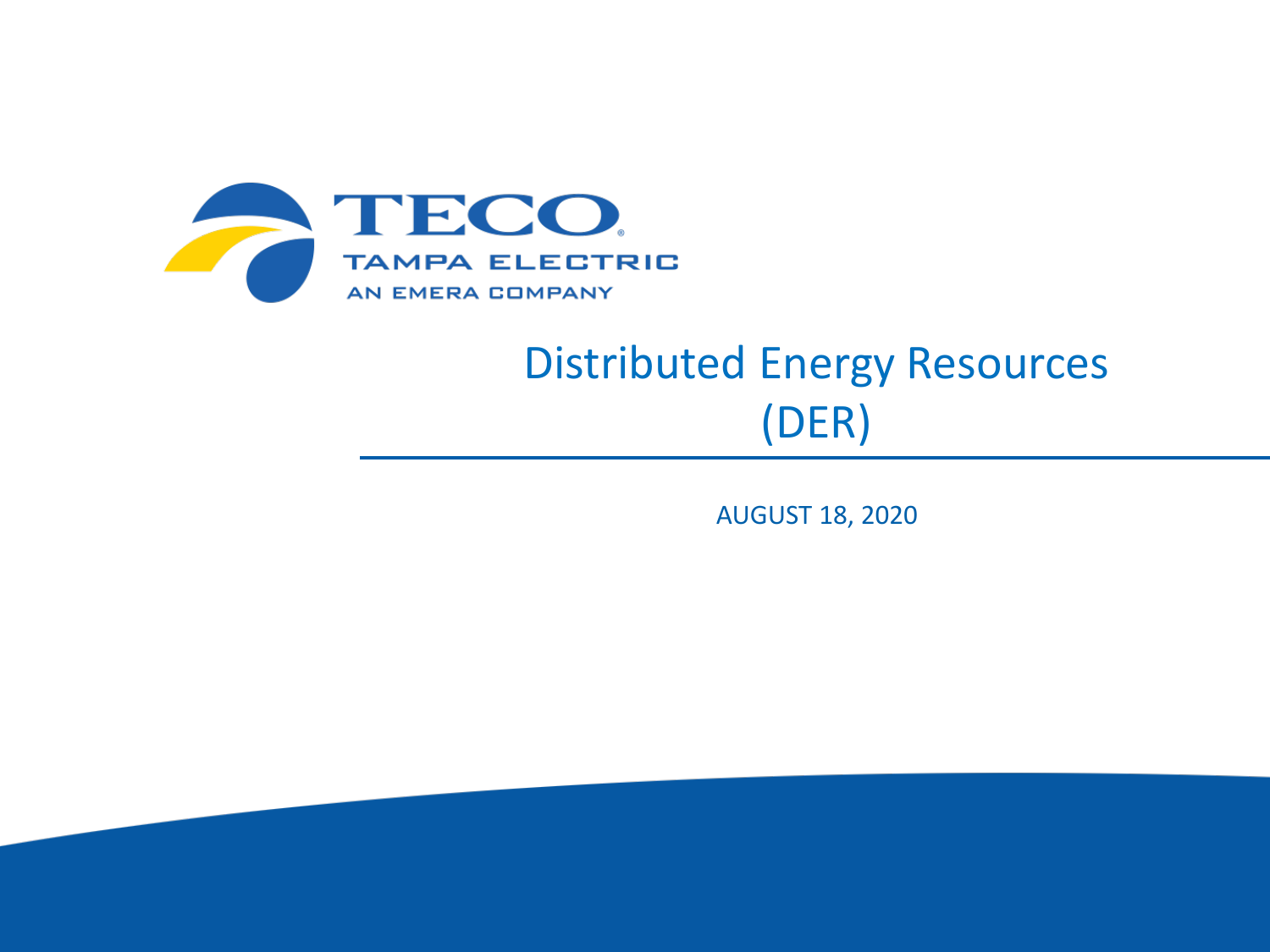TECO
TAMPA ELECTRIC
AN EMERA COMPANY

# Distributed Energy Resources (DER)

AUGUST 18, 2020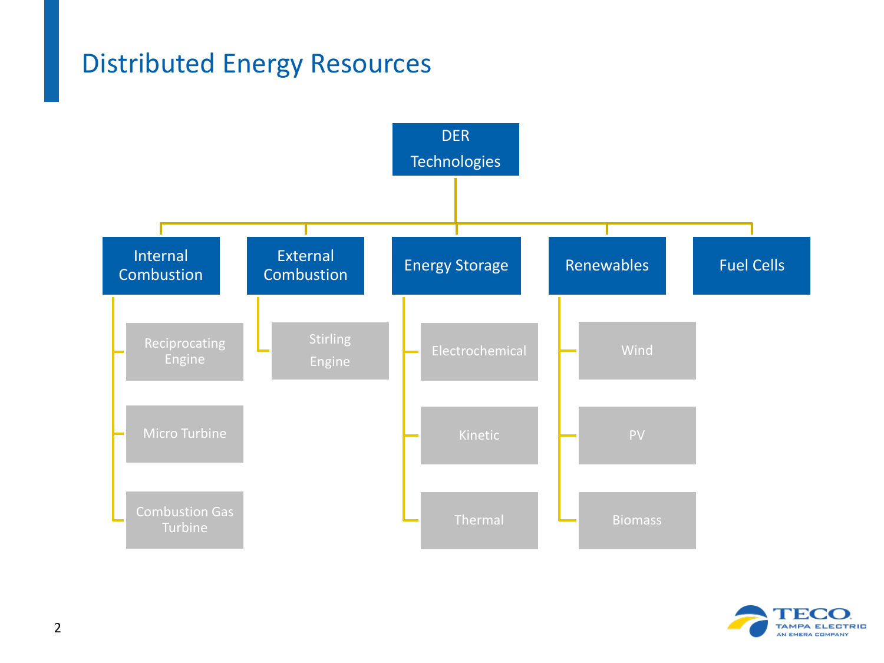# Distributed Energy Resources

- **DER Technologies**
  - **Internal Combustion**
    - Reciprocating Engine
    - Micro Turbine
    - Combustion Gas Turbine
  - **External Combustion**
    - Stirling Engine
  - **Energy Storage**
    - Electrochemical
    - Kinetic
    - Thermal
  - **Renewables**
    - Wind
    - PV
    - Biomass
  - **Fuel Cells**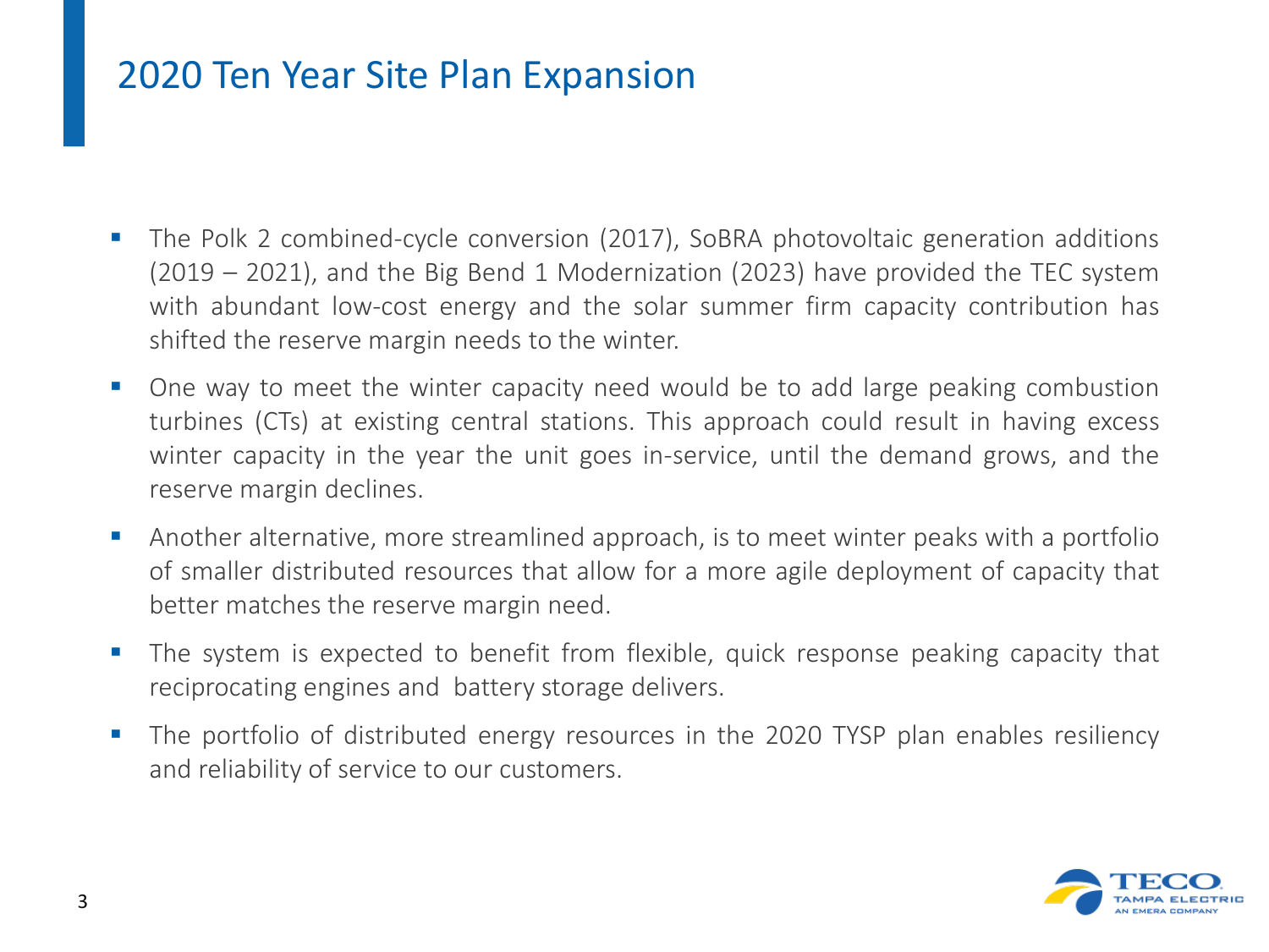# 2020 Ten Year Site Plan Expansion

- The Polk 2 combined-cycle conversion (2017), SoBRA photovoltaic generation additions (2019 – 2021), and the Big Bend 1 Modernization (2023) have provided the TEC system with abundant low-cost energy and the solar summer firm capacity contribution has shifted the reserve margin needs to the winter.
- One way to meet the winter capacity need would be to add large peaking combustion turbines (CTs) at existing central stations. This approach could result in having excess winter capacity in the year the unit goes in-service, until the demand grows, and the reserve margin declines.
- Another alternative, more streamlined approach, is to meet winter peaks with a portfolio of smaller distributed resources that allow for a more agile deployment of capacity that better matches the reserve margin need.
- The system is expected to benefit from flexible, quick response peaking capacity that reciprocating engines and battery storage delivers.
- The portfolio of distributed energy resources in the 2020 TYSP plan enables resiliency and reliability of service to our customers.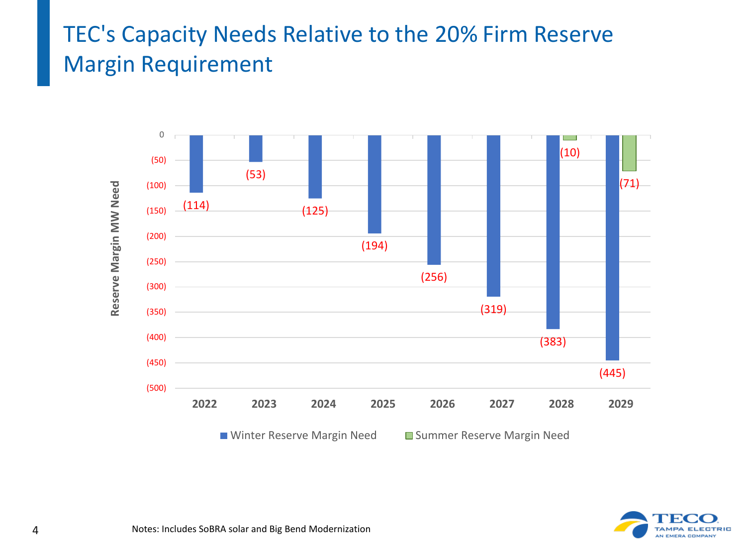# TEC's Capacity Needs Relative to the 20% Firm Reserve Margin Requirement

| Year | Winter Reserve Margin Need | Summer Reserve Margin Need |
|---|---|---|
| 2022 | (114) | |
| 2023 | (53) | |
| 2024 | (125) | |
| 2025 | (194) | |
| 2026 | (256) | |
| 2027 | (319) | |
| 2028 | (383) | (10) |
| 2029 | (445) | (71) |

Reserve Margin MW Need

Notes: Includes SoBRA solar and Big Bend Modernization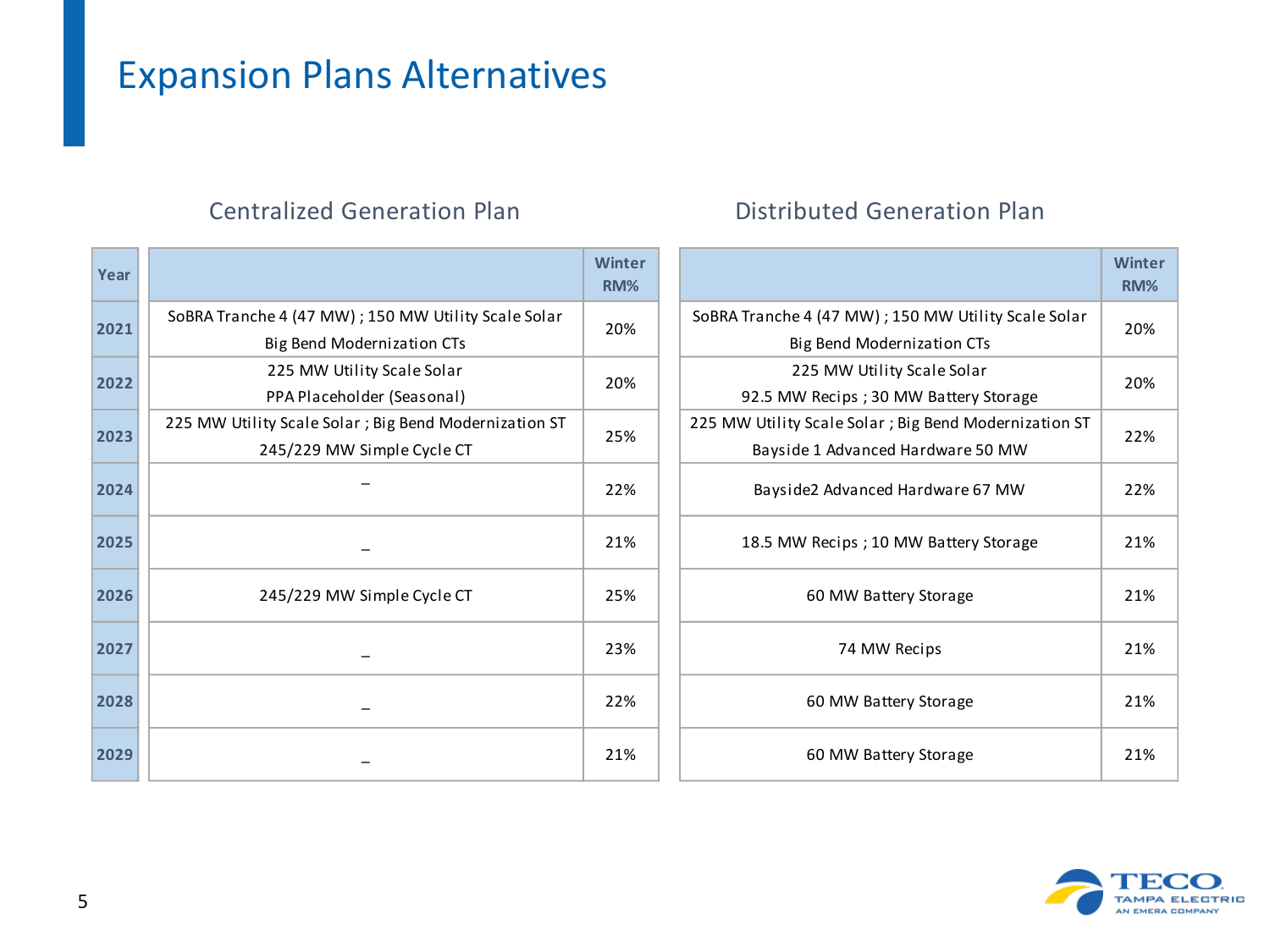# Expansion Plans Alternatives

| Year | Centralized Generation Plan | Winter RM% | Distributed Generation Plan | Winter RM% |
|---|---|---|---|---|
| 2021 | SoBRA Tranche 4 (47 MW) ; 150 MW Utility Scale Solar<br>Big Bend Modernization CTs | 20% | SoBRA Tranche 4 (47 MW) ; 150 MW Utility Scale Solar<br>Big Bend Modernization CTs | 20% |
| 2022 | 225 MW Utility Scale Solar<br>PPA Placeholder (Seasonal) | 20% | 225 MW Utility Scale Solar<br>92.5 MW Recips ; 30 MW Battery Storage | 20% |
| 2023 | 225 MW Utility Scale Solar ; Big Bend Modernization ST<br>245/229 MW Simple Cycle CT | 25% | 225 MW Utility Scale Solar ; Big Bend Modernization ST<br>Bayside 1 Advanced Hardware 50 MW | 22% |
| 2024 | _ | 22% | Bayside2 Advanced Hardware 67 MW | 22% |
| 2025 | _ | 21% | 18.5 MW Recips ; 10 MW Battery Storage | 21% |
| 2026 | 245/229 MW Simple Cycle CT | 25% | 60 MW Battery Storage | 21% |
| 2027 | _ | 23% | 74 MW Recips | 21% |
| 2028 | _ | 22% | 60 MW Battery Storage | 21% |
| 2029 | _ | 21% | 60 MW Battery Storage | 21% |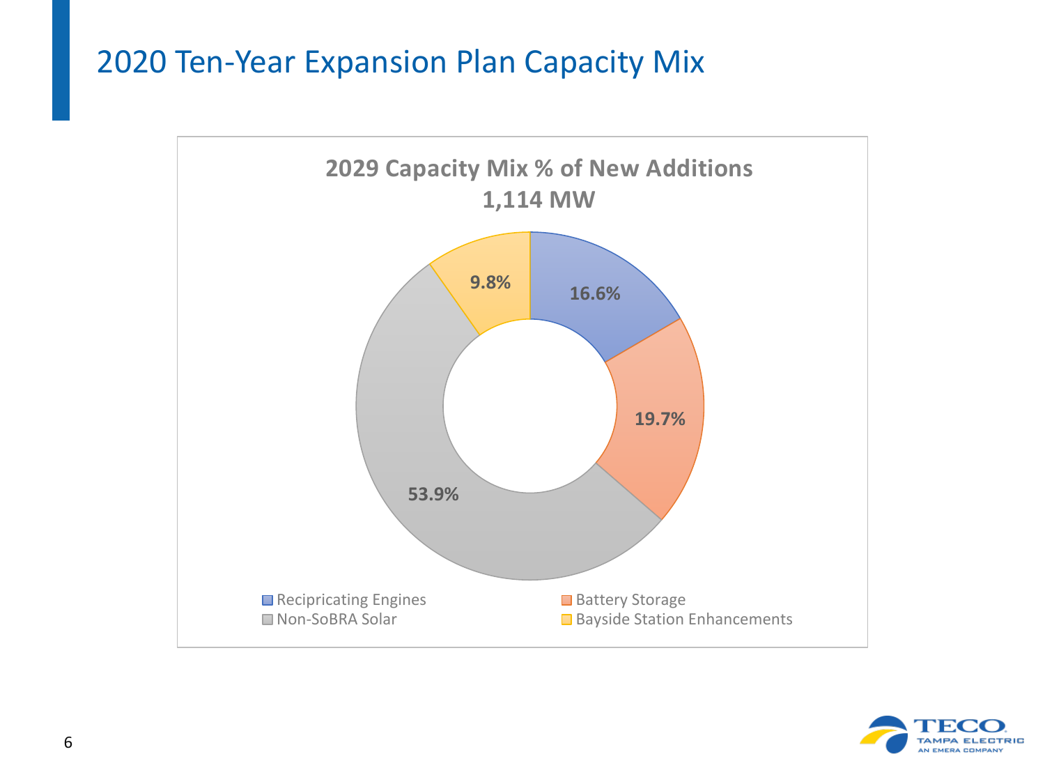# 2020 Ten-Year Expansion Plan Capacity Mix

**2029 Capacity Mix % of New Additions**
**1,114 MW**

| Category | Share |
| --- | --- |
| Recipricating Engines | 16.6% |
| Battery Storage | 19.7% |
| Non-SoBRA Solar | 53.9% |
| Bayside Station Enhancements | 9.8% |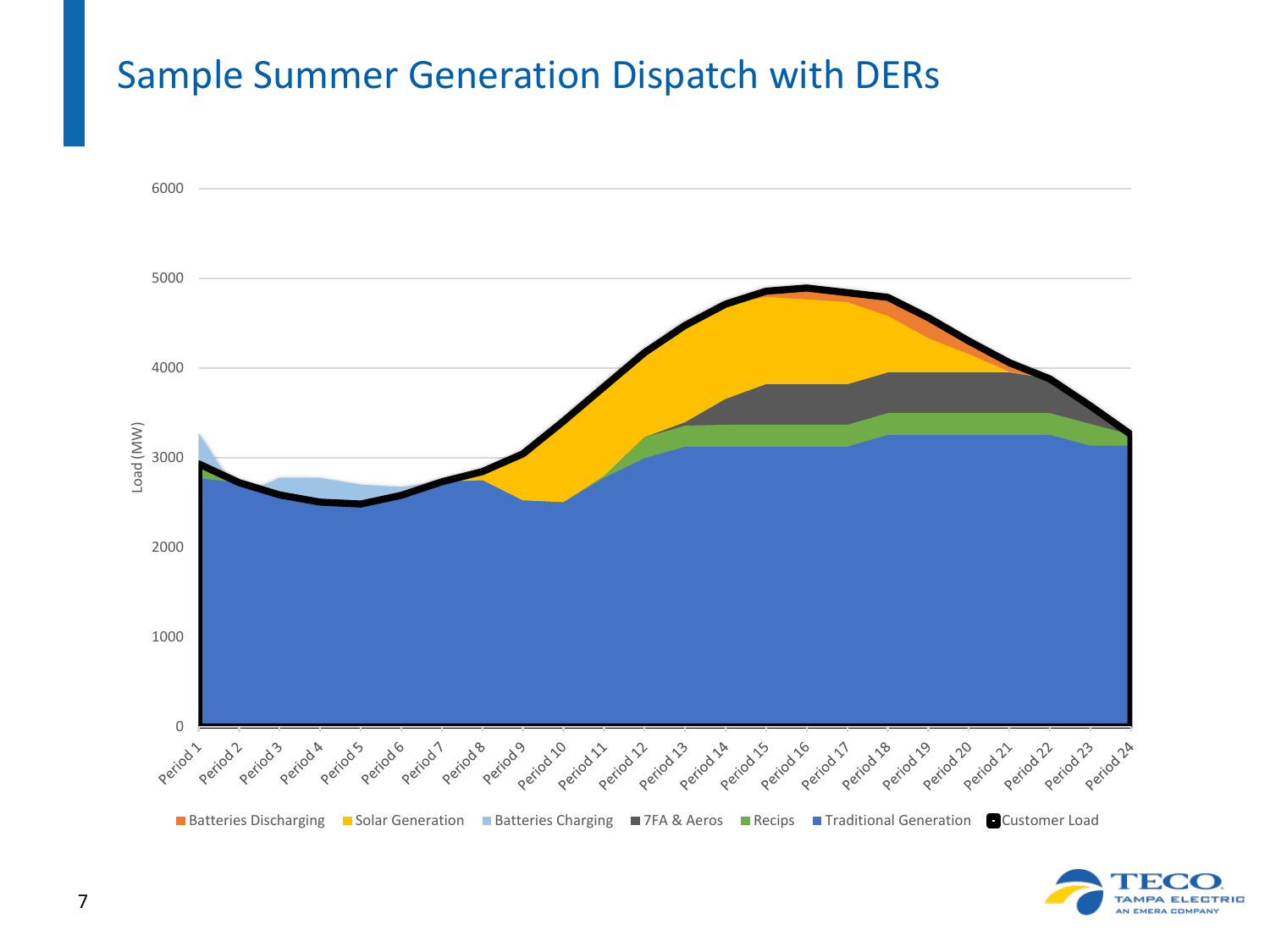# Sample Summer Generation Dispatch with DERs

Load (MW)

6000
5000
4000
3000
2000
1000
0

Period 1, Period 2, Period 3, Period 4, Period 5, Period 6, Period 7, Period 8, Period 9, Period 10, Period 11, Period 12, Period 13, Period 14, Period 15, Period 16, Period 17, Period 18, Period 19, Period 20, Period 21, Period 22, Period 23, Period 24

Batteries Discharging | Solar Generation | Batteries Charging | 7FA & Aeros | Recips | Traditional Generation | Customer Load

TECO TAMPA ELECTRIC AN EMERA COMPANY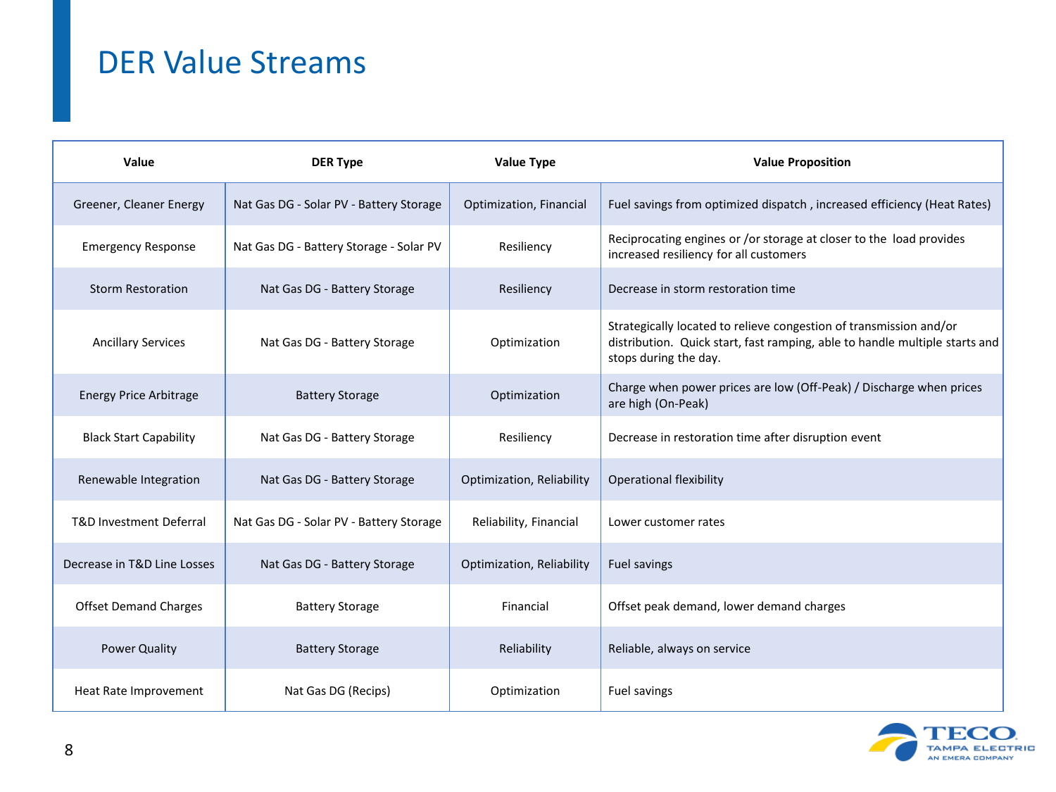# DER Value Streams

| Value | DER Type | Value Type | Value Proposition |
|---|---|---|---|
| Greener, Cleaner Energy | Nat Gas DG - Solar PV - Battery Storage | Optimization, Financial | Fuel savings from optimized dispatch , increased efficiency (Heat Rates) |
| Emergency Response | Nat Gas DG - Battery Storage - Solar PV | Resiliency | Reciprocating engines or /or storage at closer to the load provides increased resiliency for all customers |
| Storm Restoration | Nat Gas DG - Battery Storage | Resiliency | Decrease in storm restoration time |
| Ancillary Services | Nat Gas DG - Battery Storage | Optimization | Strategically located to relieve congestion of transmission and/or distribution. Quick start, fast ramping, able to handle multiple starts and stops during the day. |
| Energy Price Arbitrage | Battery Storage | Optimization | Charge when power prices are low (Off-Peak) / Discharge when prices are high (On-Peak) |
| Black Start Capability | Nat Gas DG - Battery Storage | Resiliency | Decrease in restoration time after disruption event |
| Renewable Integration | Nat Gas DG - Battery Storage | Optimization, Reliability | Operational flexibility |
| T&D Investment Deferral | Nat Gas DG - Solar PV - Battery Storage | Reliability, Financial | Lower customer rates |
| Decrease in T&D Line Losses | Nat Gas DG - Battery Storage | Optimization, Reliability | Fuel savings |
| Offset Demand Charges | Battery Storage | Financial | Offset peak demand, lower demand charges |
| Power Quality | Battery Storage | Reliability | Reliable, always on service |
| Heat Rate Improvement | Nat Gas DG (Recips) | Optimization | Fuel savings |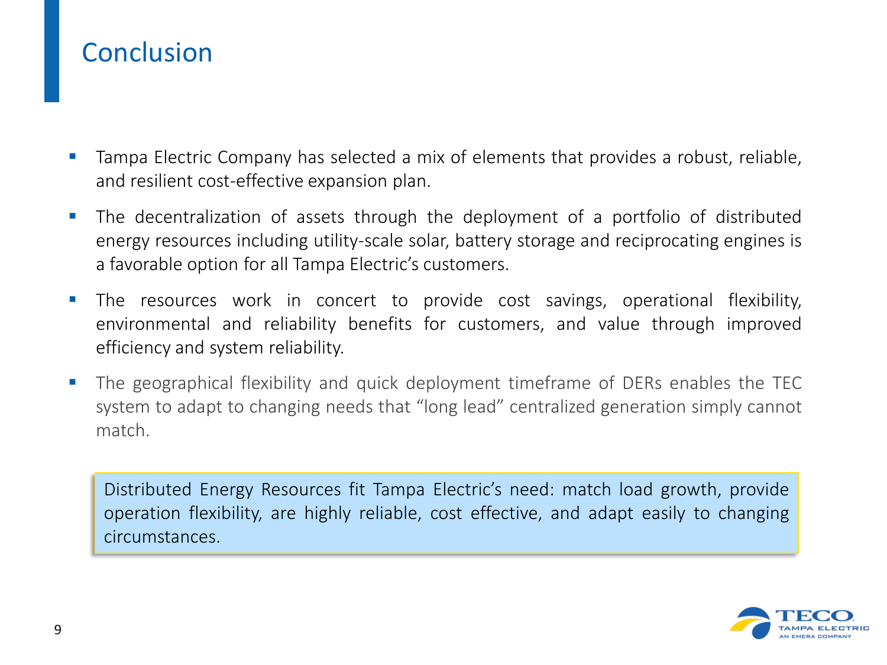# Conclusion

- Tampa Electric Company has selected a mix of elements that provides a robust, reliable, and resilient cost-effective expansion plan.
- The decentralization of assets through the deployment of a portfolio of distributed energy resources including utility-scale solar, battery storage and reciprocating engines is a favorable option for all Tampa Electric's customers.
- The resources work in concert to provide cost savings, operational flexibility, environmental and reliability benefits for customers, and value through improved efficiency and system reliability.
- The geographical flexibility and quick deployment timeframe of DERs enables the TEC system to adapt to changing needs that "long lead" centralized generation simply cannot match.

> Distributed Energy Resources fit Tampa Electric's need: match load growth, provide operation flexibility, are highly reliable, cost effective, and adapt easily to changing circumstances.

TECO TAMPA ELECTRIC AN EMERA COMPANY